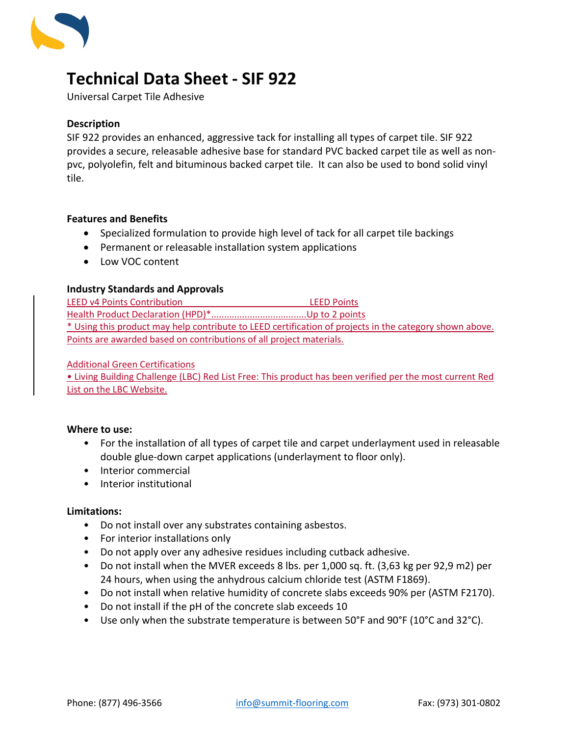# Technical Data Sheet - SIF 922

Universal Carpet Tile Adhesive

**Description**

SIF 922 provides an enhanced, aggressive tack for installing all types of carpet tile. SIF 922 provides a secure, releasable adhesive base for standard PVC backed carpet tile as well as non-pvc, polyolefin, felt and bituminous backed carpet tile. It can also be used to bond solid vinyl tile.

**Features and Benefits**

- Specialized formulation to provide high level of tack for all carpet tile backings
- Permanent or releasable installation system applications
- Low VOC content

**Industry Standards and Approvals**

| LEED v4 Points Contribution | LEED Points |
| --- | --- |
| Health Product Declaration (HPD)* | Up to 2 points |

* Using this product may help contribute to LEED certification of projects in the category shown above. Points are awarded based on contributions of all project materials.

Additional Green Certifications

• Living Building Challenge (LBC) Red List Free: This product has been verified per the most current Red List on the LBC Website.

**Where to use:**

- For the installation of all types of carpet tile and carpet underlayment used in releasable double glue-down carpet applications (underlayment to floor only).
- Interior commercial
- Interior institutional

**Limitations:**

- Do not install over any substrates containing asbestos.
- For interior installations only
- Do not apply over any adhesive residues including cutback adhesive.
- Do not install when the MVER exceeds 8 lbs. per 1,000 sq. ft. (3,63 kg per 92,9 m2) per 24 hours, when using the anhydrous calcium chloride test (ASTM F1869).
- Do not install when relative humidity of concrete slabs exceeds 90% per (ASTM F2170).
- Do not install if the pH of the concrete slab exceeds 10
- Use only when the substrate temperature is between 50°F and 90°F (10°C and 32°C).

Phone: (877) 496-3566 info@summit-flooring.com Fax: (973) 301-0802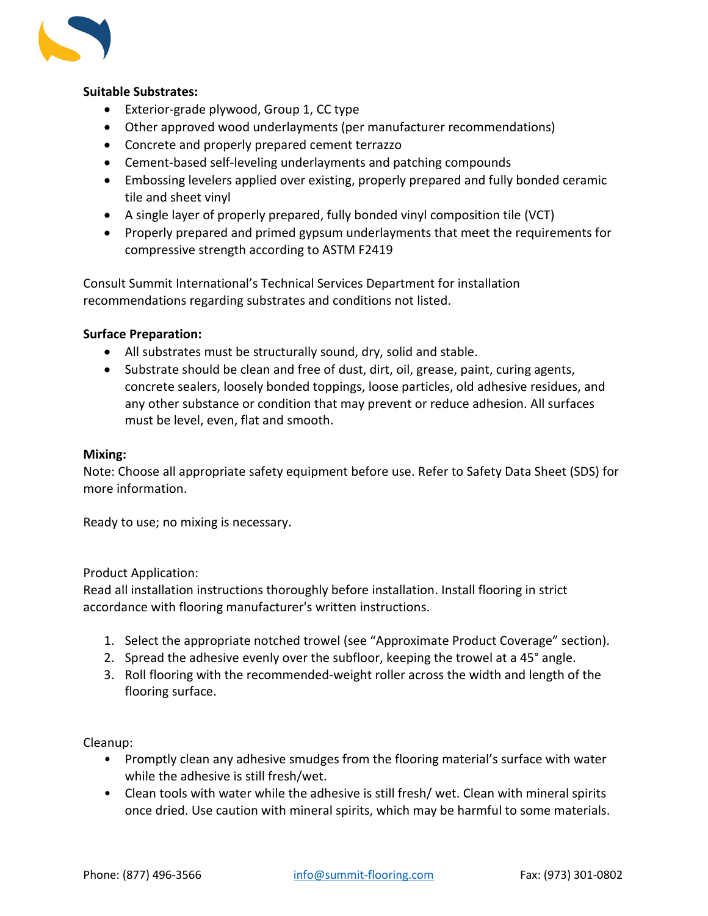**Suitable Substrates:**

- Exterior-grade plywood, Group 1, CC type
- Other approved wood underlayments (per manufacturer recommendations)
- Concrete and properly prepared cement terrazzo
- Cement-based self-leveling underlayments and patching compounds
- Embossing levelers applied over existing, properly prepared and fully bonded ceramic tile and sheet vinyl
- A single layer of properly prepared, fully bonded vinyl composition tile (VCT)
- Properly prepared and primed gypsum underlayments that meet the requirements for compressive strength according to ASTM F2419

Consult Summit International's Technical Services Department for installation recommendations regarding substrates and conditions not listed.

**Surface Preparation:**

- All substrates must be structurally sound, dry, solid and stable.
- Substrate should be clean and free of dust, dirt, oil, grease, paint, curing agents, concrete sealers, loosely bonded toppings, loose particles, old adhesive residues, and any other substance or condition that may prevent or reduce adhesion. All surfaces must be level, even, flat and smooth.

**Mixing:**

Note: Choose all appropriate safety equipment before use. Refer to Safety Data Sheet (SDS) for more information.

Ready to use; no mixing is necessary.

Product Application:

Read all installation instructions thoroughly before installation. Install flooring in strict accordance with flooring manufacturer's written instructions.

1. Select the appropriate notched trowel (see "Approximate Product Coverage" section).
2. Spread the adhesive evenly over the subfloor, keeping the trowel at a 45° angle.
3. Roll flooring with the recommended-weight roller across the width and length of the flooring surface.

Cleanup:

- Promptly clean any adhesive smudges from the flooring material's surface with water while the adhesive is still fresh/wet.
- Clean tools with water while the adhesive is still fresh/ wet. Clean with mineral spirits once dried. Use caution with mineral spirits, which may be harmful to some materials.

Phone: (877) 496-3566 info@summit-flooring.com Fax: (973) 301-0802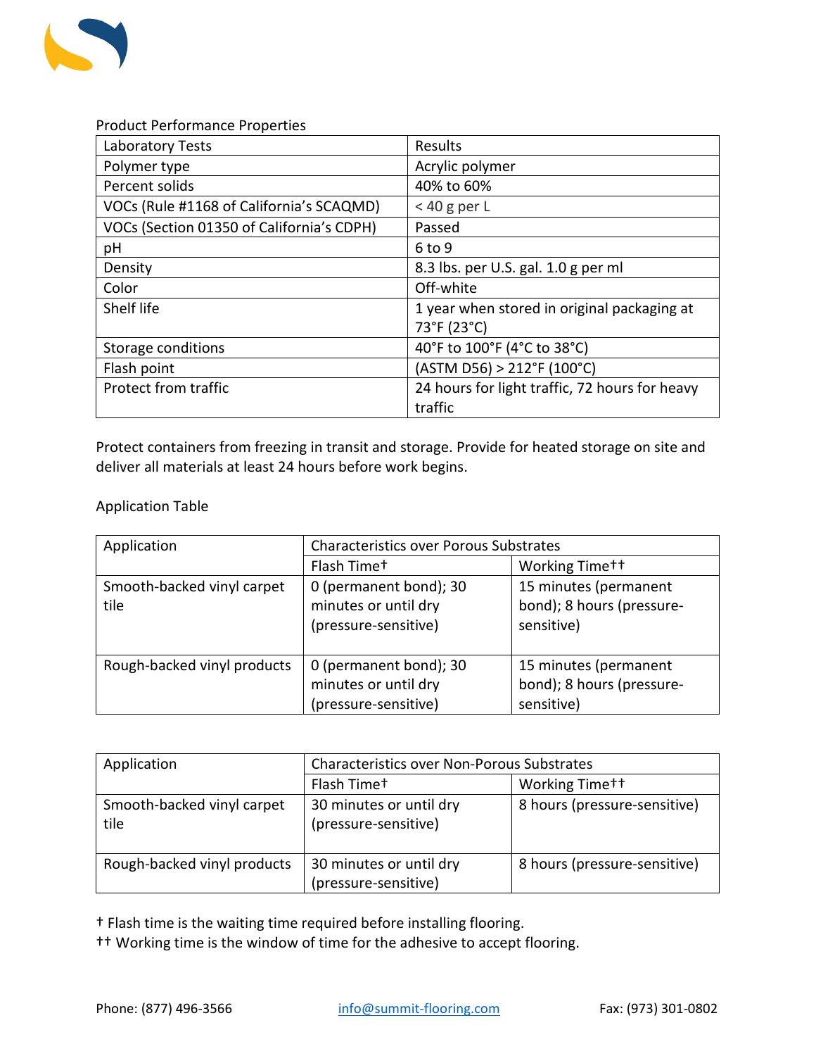Product Performance Properties

| Laboratory Tests | Results |
|---|---|
| Polymer type | Acrylic polymer |
| Percent solids | 40% to 60% |
| VOCs (Rule #1168 of California's SCAQMD) | < 40 g per L |
| VOCs (Section 01350 of California's CDPH) | Passed |
| pH | 6 to 9 |
| Density | 8.3 lbs. per U.S. gal. 1.0 g per ml |
| Color | Off-white |
| Shelf life | 1 year when stored in original packaging at 73°F (23°C) |
| Storage conditions | 40°F to 100°F (4°C to 38°C) |
| Flash point | (ASTM D56) > 212°F (100°C) |
| Protect from traffic | 24 hours for light traffic, 72 hours for heavy traffic |

Protect containers from freezing in transit and storage. Provide for heated storage on site and deliver all materials at least 24 hours before work begins.

Application Table

| Application | Characteristics over Porous Substrates | |
|---|---|---|
| | Flash Time† | Working Time†† |
| Smooth-backed vinyl carpet tile | 0 (permanent bond); 30 minutes or until dry (pressure-sensitive) | 15 minutes (permanent bond); 8 hours (pressure-sensitive) |
| Rough-backed vinyl products | 0 (permanent bond); 30 minutes or until dry (pressure-sensitive) | 15 minutes (permanent bond); 8 hours (pressure-sensitive) |

| Application | Characteristics over Non-Porous Substrates | |
|---|---|---|
| | Flash Time† | Working Time†† |
| Smooth-backed vinyl carpet tile | 30 minutes or until dry (pressure-sensitive) | 8 hours (pressure-sensitive) |
| Rough-backed vinyl products | 30 minutes or until dry (pressure-sensitive) | 8 hours (pressure-sensitive) |

† Flash time is the waiting time required before installing flooring.
†† Working time is the window of time for the adhesive to accept flooring.

Phone: (877) 496-3566 info@summit-flooring.com Fax: (973) 301-0802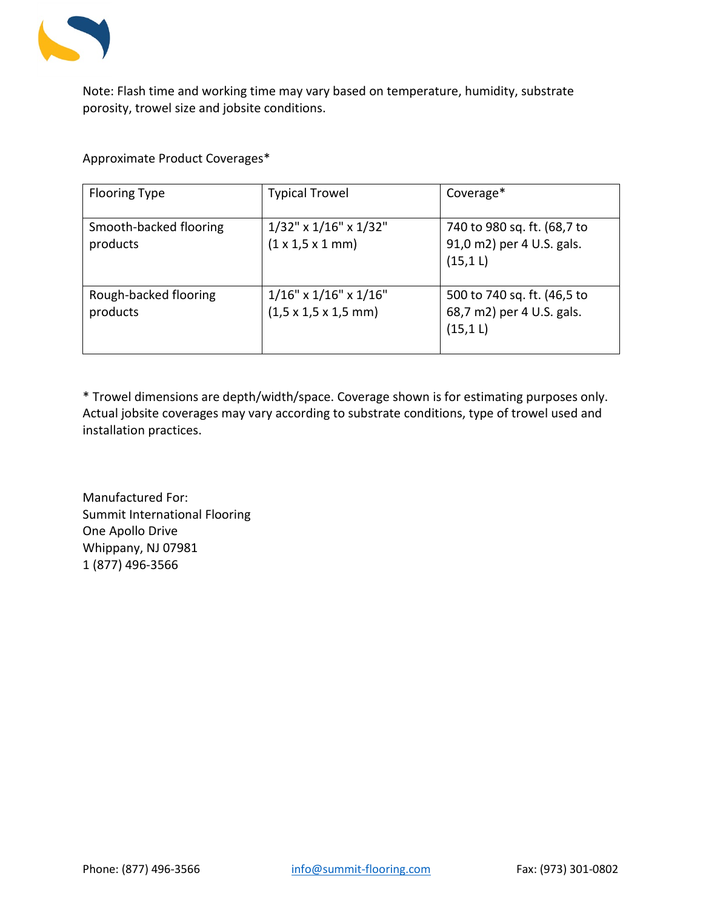Note: Flash time and working time may vary based on temperature, humidity, substrate porosity, trowel size and jobsite conditions.

Approximate Product Coverages*

| Flooring Type | Typical Trowel | Coverage* |
|---|---|---|
| Smooth-backed flooring products | 1/32" x 1/16" x 1/32" (1 x 1,5 x 1 mm) | 740 to 980 sq. ft. (68,7 to 91,0 m2) per 4 U.S. gals. (15,1 L) |
| Rough-backed flooring products | 1/16" x 1/16" x 1/16" (1,5 x 1,5 x 1,5 mm) | 500 to 740 sq. ft. (46,5 to 68,7 m2) per 4 U.S. gals. (15,1 L) |

* Trowel dimensions are depth/width/space. Coverage shown is for estimating purposes only. Actual jobsite coverages may vary according to substrate conditions, type of trowel used and installation practices.

Manufactured For:
Summit International Flooring
One Apollo Drive
Whippany, NJ 07981
1 (877) 496-3566

Phone: (877) 496-3566 info@summit-flooring.com Fax: (973) 301-0802